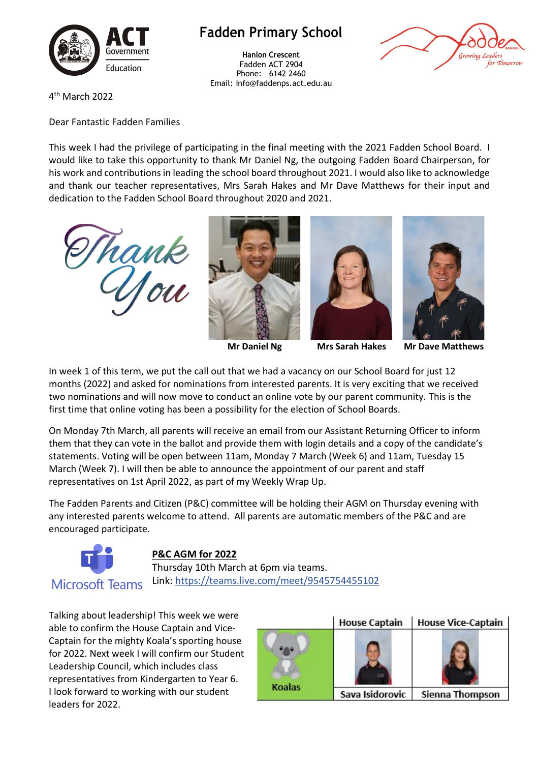# Fadden Primary School

**Hanlon Crescent**
Fadden ACT 2904
Phone: 6142 2460
Email: info@faddenps.act.edu.au

4th March 2022

Dear Fantastic Fadden Families

This week I had the privilege of participating in the final meeting with the 2021 Fadden School Board. I would like to take this opportunity to thank Mr Daniel Ng, the outgoing Fadden Board Chairperson, for his work and contributions in leading the school board throughout 2021. I would also like to acknowledge and thank our teacher representatives, Mrs Sarah Hakes and Mr Dave Matthews for their input and dedication to the Fadden School Board throughout 2020 and 2021.

Thank You

**Mr Daniel Ng** **Mrs Sarah Hakes** **Mr Dave Matthews**

In week 1 of this term, we put the call out that we had a vacancy on our School Board for just 12 months (2022) and asked for nominations from interested parents. It is very exciting that we received two nominations and will now move to conduct an online vote by our parent community. This is the first time that online voting has been a possibility for the election of School Boards.

On Monday 7th March, all parents will receive an email from our Assistant Returning Officer to inform them that they can vote in the ballot and provide them with login details and a copy of the candidate's statements. Voting will be open between 11am, Monday 7 March (Week 6) and 11am, Tuesday 15 March (Week 7). I will then be able to announce the appointment of our parent and staff representatives on 1st April 2022, as part of my Weekly Wrap Up.

The Fadden Parents and Citizen (P&C) committee will be holding their AGM on Thursday evening with any interested parents welcome to attend. All parents are automatic members of the P&C and are encouraged participate.

**P&C AGM for 2022**
Thursday 10th March at 6pm via teams.
Link: https://teams.live.com/meet/9545754455102

Talking about leadership! This week we were able to confirm the House Captain and Vice-Captain for the mighty Koala's sporting house for 2022. Next week I will confirm our Student Leadership Council, which includes class representatives from Kindergarten to Year 6. I look forward to working with our student leaders for 2022.

| | House Captain | House Vice-Captain |
|---|---|---|
| Koalas | Sava Isidorovic | Sienna Thompson |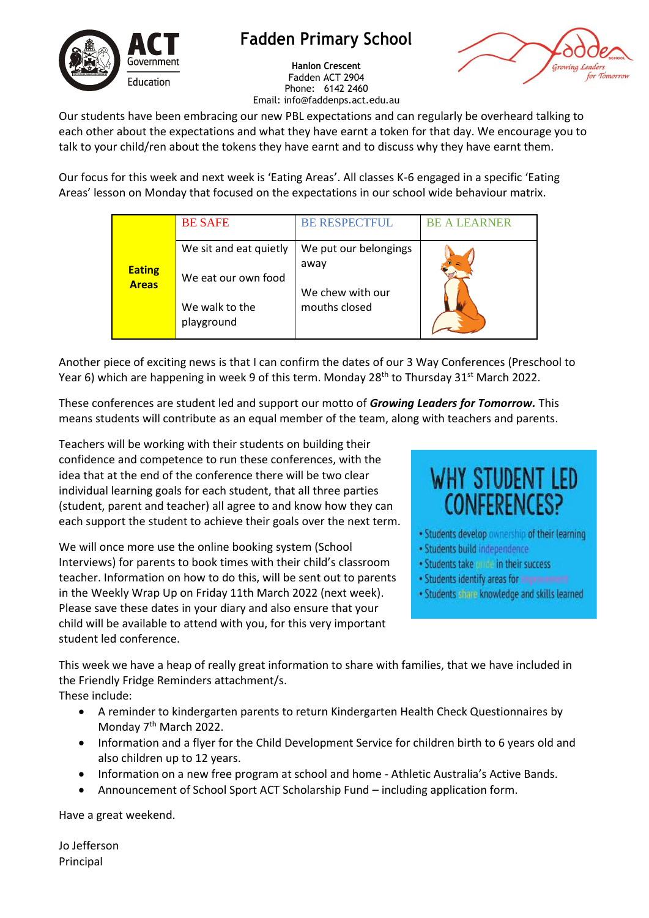# Fadden Primary School

**Hanlon Crescent**
Fadden ACT 2904
Phone: 6142 2460
Email: info@faddenps.act.edu.au

Our students have been embracing our new PBL expectations and can regularly be overheard talking to each other about the expectations and what they have earnt a token for that day. We encourage you to talk to your child/ren about the tokens they have earnt and to discuss why they have earnt them.

Our focus for this week and next week is 'Eating Areas'. All classes K-6 engaged in a specific 'Eating Areas' lesson on Monday that focused on the expectations in our school wide behaviour matrix.

| | BE SAFE | BE RESPECTFUL | BE A LEARNER |
|---|---|---|---|
| **Eating Areas** | We sit and eat quietly<br><br>We eat our own food<br><br>We walk to the playground | We put our belongings away<br><br>We chew with our mouths closed | |

Another piece of exciting news is that I can confirm the dates of our 3 Way Conferences (Preschool to Year 6) which are happening in week 9 of this term. Monday 28th to Thursday 31st March 2022.

These conferences are student led and support our motto of ***Growing Leaders for Tomorrow.*** This means students will contribute as an equal member of the team, along with teachers and parents.

Teachers will be working with their students on building their confidence and competence to run these conferences, with the idea that at the end of the conference there will be two clear individual learning goals for each student, that all three parties (student, parent and teacher) all agree to and know how they can each support the student to achieve their goals over the next term.

We will once more use the online booking system (School Interviews) for parents to book times with their child's classroom teacher. Information on how to do this, will be sent out to parents in the Weekly Wrap Up on Friday 11th March 2022 (next week). Please save these dates in your diary and also ensure that your child will be available to attend with you, for this very important student led conference.

**WHY STUDENT LED CONFERENCES?**

- Students develop ownership of their learning
- Students build independence
- Students take pride in their success
- Students identify areas for improvement
- Students share knowledge and skills learned

This week we have a heap of really great information to share with families, that we have included in the Friendly Fridge Reminders attachment/s.
These include:

- A reminder to kindergarten parents to return Kindergarten Health Check Questionnaires by Monday 7th March 2022.
- Information and a flyer for the Child Development Service for children birth to 6 years old and also children up to 12 years.
- Information on a new free program at school and home - Athletic Australia's Active Bands.
- Announcement of School Sport ACT Scholarship Fund – including application form.

Have a great weekend.

Jo Jefferson
Principal